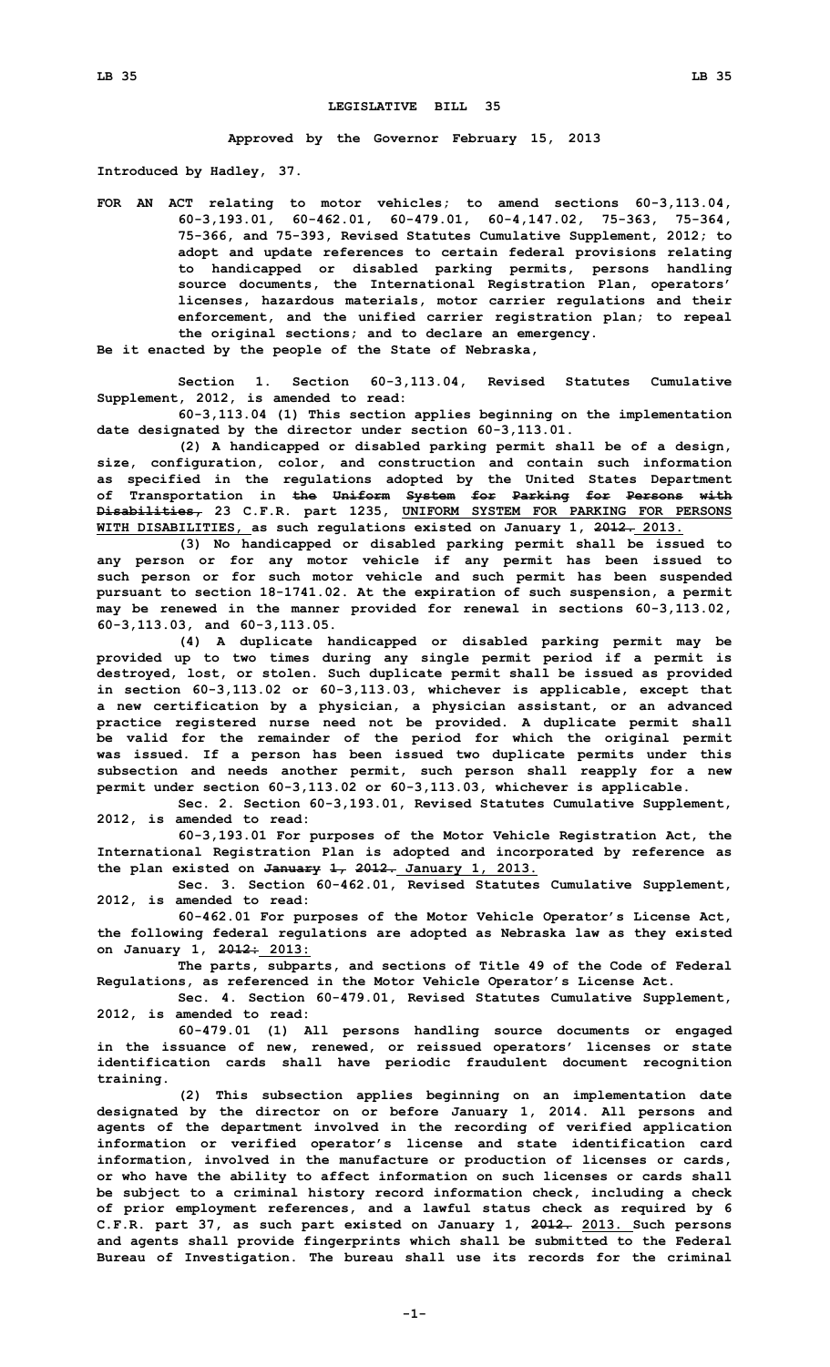# LEGISLATIVE BILL 35

**Approved by the Governor February 15, 2013**

**Introduced by Hadley, 37.**

**FOR AN ACT relating to motor vehicles; to amend sections 60-3,113.04, 60-3,193.01, 60-462.01, 60-479.01, 60-4,147.02, 75-363, 75-364, 75-366, and 75-393, Revised Statutes Cumulative Supplement, 2012; to adopt and update references to certain federal provisions relating to handicapped or disabled parking permits, persons handling source documents, the International Registration Plan, operators' licenses, hazardous materials, motor carrier regulations and their enforcement, and the unified carrier registration plan; to repeal the original sections; and to declare an emergency.**

**Be it enacted by the people of the State of Nebraska,**

**Section 1. Section 60-3,113.04, Revised Statutes Cumulative Supplement, 2012, is amended to read:**

**60-3,113.04 (1) This section applies beginning on the implementation date designated by the director under section 60-3,113.01.**

**(2) A handicapped or disabled parking permit shall be of a design, size, configuration, color, and construction and contain such information as specified in the regulations adopted by the United States Department of Transportation in ~~the Uniform System for Parking for Persons with Disabilities,~~ 23 C.F.R. part 1235, UNIFORM SYSTEM FOR PARKING FOR PERSONS WITH DISABILITIES, as such regulations existed on January 1, ~~2012.~~ 2013.**

**(3) No handicapped or disabled parking permit shall be issued to any person or for any motor vehicle if any permit has been issued to such person or for such motor vehicle and such permit has been suspended pursuant to section 18-1741.02. At the expiration of such suspension, a permit may be renewed in the manner provided for renewal in sections 60-3,113.02, 60-3,113.03, and 60-3,113.05.**

**(4) A duplicate handicapped or disabled parking permit may be provided up to two times during any single permit period if a permit is destroyed, lost, or stolen. Such duplicate permit shall be issued as provided in section 60-3,113.02 or 60-3,113.03, whichever is applicable, except that a new certification by a physician, a physician assistant, or an advanced practice registered nurse need not be provided. A duplicate permit shall be valid for the remainder of the period for which the original permit was issued. If a person has been issued two duplicate permits under this subsection and needs another permit, such person shall reapply for a new permit under section 60-3,113.02 or 60-3,113.03, whichever is applicable.**

**Sec. 2. Section 60-3,193.01, Revised Statutes Cumulative Supplement, 2012, is amended to read:**

**60-3,193.01 For purposes of the Motor Vehicle Registration Act, the International Registration Plan is adopted and incorporated by reference as the plan existed on ~~January 1, 2012.~~ January 1, 2013.**

**Sec. 3. Section 60-462.01, Revised Statutes Cumulative Supplement, 2012, is amended to read:**

**60-462.01 For purposes of the Motor Vehicle Operator's License Act, the following federal regulations are adopted as Nebraska law as they existed on January 1, ~~2012:~~ 2013:**

**The parts, subparts, and sections of Title 49 of the Code of Federal Regulations, as referenced in the Motor Vehicle Operator's License Act.**

**Sec. 4. Section 60-479.01, Revised Statutes Cumulative Supplement, 2012, is amended to read:**

**60-479.01 (1) All persons handling source documents or engaged in the issuance of new, renewed, or reissued operators' licenses or state identification cards shall have periodic fraudulent document recognition training.**

**(2) This subsection applies beginning on an implementation date designated by the director on or before January 1, 2014. All persons and agents of the department involved in the recording of verified application information or verified operator's license and state identification card information, involved in the manufacture or production of licenses or cards, or who have the ability to affect information on such licenses or cards shall be subject to a criminal history record information check, including a check of prior employment references, and a lawful status check as required by 6 C.F.R. part 37, as such part existed on January 1, ~~2012.~~ 2013. Such persons and agents shall provide fingerprints which shall be submitted to the Federal Bureau of Investigation. The bureau shall use its records for the criminal**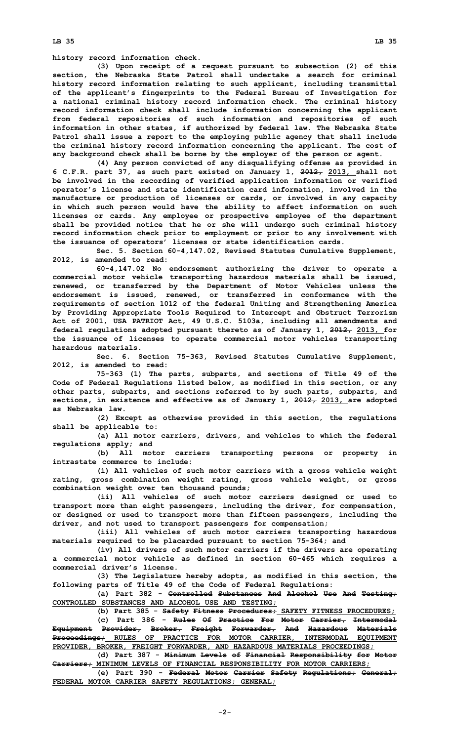history record information check.

(3) Upon receipt of a request pursuant to subsection (2) of this section, the Nebraska State Patrol shall undertake a search for criminal history record information relating to such applicant, including transmittal of the applicant's fingerprints to the Federal Bureau of Investigation for a national criminal history record information check. The criminal history record information check shall include information concerning the applicant from federal repositories of such information and repositories of such information in other states, if authorized by federal law. The Nebraska State Patrol shall issue a report to the employing public agency that shall include the criminal history record information concerning the applicant. The cost of any background check shall be borne by the employer of the person or agent.

(4) Any person convicted of any disqualifying offense as provided in 6 C.F.R. part 37, as such part existed on January 1, ~~2012,~~ 2013, shall not be involved in the recording of verified application information or verified operator's license and state identification card information, involved in the manufacture or production of licenses or cards, or involved in any capacity in which such person would have the ability to affect information on such licenses or cards. Any employee or prospective employee of the department shall be provided notice that he or she will undergo such criminal history record information check prior to employment or prior to any involvement with the issuance of operators' licenses or state identification cards.

Sec. 5. Section 60-4,147.02, Revised Statutes Cumulative Supplement, 2012, is amended to read:

60-4,147.02 No endorsement authorizing the driver to operate a commercial motor vehicle transporting hazardous materials shall be issued, renewed, or transferred by the Department of Motor Vehicles unless the endorsement is issued, renewed, or transferred in conformance with the requirements of section 1012 of the federal Uniting and Strengthening America by Providing Appropriate Tools Required to Intercept and Obstruct Terrorism Act of 2001, USA PATRIOT Act, 49 U.S.C. 5103a, including all amendments and federal regulations adopted pursuant thereto as of January 1, ~~2012,~~ 2013, for the issuance of licenses to operate commercial motor vehicles transporting hazardous materials.

Sec. 6. Section 75-363, Revised Statutes Cumulative Supplement, 2012, is amended to read:

75-363 (1) The parts, subparts, and sections of Title 49 of the Code of Federal Regulations listed below, as modified in this section, or any other parts, subparts, and sections referred to by such parts, subparts, and sections, in existence and effective as of January 1, ~~2012,~~ 2013, are adopted as Nebraska law.

(2) Except as otherwise provided in this section, the regulations shall be applicable to:

(a) All motor carriers, drivers, and vehicles to which the federal regulations apply; and

(b) All motor carriers transporting persons or property in intrastate commerce to include:

(i) All vehicles of such motor carriers with a gross vehicle weight rating, gross combination weight rating, gross vehicle weight, or gross combination weight over ten thousand pounds;

(ii) All vehicles of such motor carriers designed or used to transport more than eight passengers, including the driver, for compensation, or designed or used to transport more than fifteen passengers, including the driver, and not used to transport passengers for compensation;

(iii) All vehicles of such motor carriers transporting hazardous materials required to be placarded pursuant to section 75-364; and

(iv) All drivers of such motor carriers if the drivers are operating a commercial motor vehicle as defined in section 60-465 which requires a commercial driver's license.

(3) The Legislature hereby adopts, as modified in this section, the following parts of Title 49 of the Code of Federal Regulations:

(a) Part 382 - ~~Controlled Substances And Alcohol Use And Testing;~~ CONTROLLED SUBSTANCES AND ALCOHOL USE AND TESTING;

(b) Part 385 - ~~Safety Fitness Procedures;~~ SAFETY FITNESS PROCEDURES;

(c) Part 386 - ~~Rules Of Practice For Motor Carrier, Intermodal Equipment Provider, Broker, Freight Forwarder, And Hazardous Materials Proceedings;~~ RULES OF PRACTICE FOR MOTOR CARRIER, INTERMODAL EQUIPMENT PROVIDER, BROKER, FREIGHT FORWARDER, AND HAZARDOUS MATERIALS PROCEEDINGS;

(d) Part 387 - ~~Minimum Levels of Financial Responsibility for Motor Carriers;~~ MINIMUM LEVELS OF FINANCIAL RESPONSIBILITY FOR MOTOR CARRIERS;

(e) Part 390 - ~~Federal Motor Carrier Safety Regulations; General;~~ FEDERAL MOTOR CARRIER SAFETY REGULATIONS; GENERAL;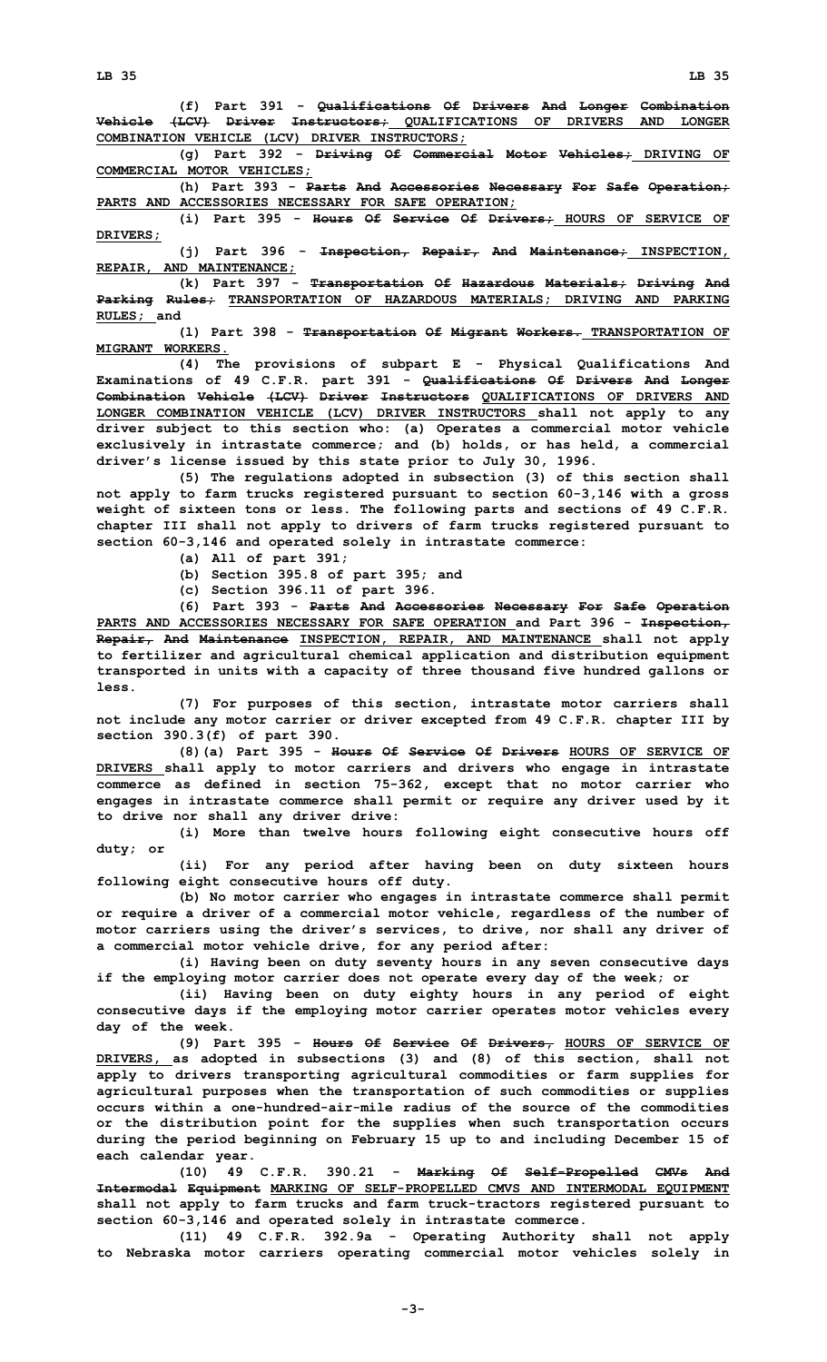(f) Part 391 - ~~Qualifications Of Drivers And Longer Combination Vehicle (LCV) Driver Instructors;~~ QUALIFICATIONS OF DRIVERS AND LONGER COMBINATION VEHICLE (LCV) DRIVER INSTRUCTORS;

(g) Part 392 - ~~Driving Of Commercial Motor Vehicles;~~ DRIVING OF COMMERCIAL MOTOR VEHICLES;

(h) Part 393 - ~~Parts And Accessories Necessary For Safe Operation;~~ PARTS AND ACCESSORIES NECESSARY FOR SAFE OPERATION;

(i) Part 395 - ~~Hours Of Service Of Drivers;~~ HOURS OF SERVICE OF DRIVERS;

(j) Part 396 - ~~Inspection, Repair, And Maintenance;~~ INSPECTION, REPAIR, AND MAINTENANCE;

(k) Part 397 - ~~Transportation Of Hazardous Materials; Driving And Parking Rules;~~ TRANSPORTATION OF HAZARDOUS MATERIALS; DRIVING AND PARKING RULES; and

(l) Part 398 - ~~Transportation Of Migrant Workers.~~ TRANSPORTATION OF MIGRANT WORKERS.

(4) The provisions of subpart E - Physical Qualifications And Examinations of 49 C.F.R. part 391 - ~~Qualifications Of Drivers And Longer Combination Vehicle (LCV) Driver Instructors~~ QUALIFICATIONS OF DRIVERS AND LONGER COMBINATION VEHICLE (LCV) DRIVER INSTRUCTORS shall not apply to any driver subject to this section who: (a) Operates a commercial motor vehicle exclusively in intrastate commerce; and (b) holds, or has held, a commercial driver's license issued by this state prior to July 30, 1996.

(5) The regulations adopted in subsection (3) of this section shall not apply to farm trucks registered pursuant to section 60-3,146 with a gross weight of sixteen tons or less. The following parts and sections of 49 C.F.R. chapter III shall not apply to drivers of farm trucks registered pursuant to section 60-3,146 and operated solely in intrastate commerce:

(a) All of part 391;

(b) Section 395.8 of part 395; and

(c) Section 396.11 of part 396.

(6) Part 393 - ~~Parts And Accessories Necessary For Safe Operation~~ PARTS AND ACCESSORIES NECESSARY FOR SAFE OPERATION and Part 396 - ~~Inspection, Repair, And Maintenance~~ INSPECTION, REPAIR, AND MAINTENANCE shall not apply to fertilizer and agricultural chemical application and distribution equipment transported in units with a capacity of three thousand five hundred gallons or less.

(7) For purposes of this section, intrastate motor carriers shall not include any motor carrier or driver excepted from 49 C.F.R. chapter III by section 390.3(f) of part 390.

(8)(a) Part 395 - ~~Hours Of Service Of Drivers~~ HOURS OF SERVICE OF DRIVERS shall apply to motor carriers and drivers who engage in intrastate commerce as defined in section 75-362, except that no motor carrier who engages in intrastate commerce shall permit or require any driver used by it to drive nor shall any driver drive:

(i) More than twelve hours following eight consecutive hours off duty; or

(ii) For any period after having been on duty sixteen hours following eight consecutive hours off duty.

(b) No motor carrier who engages in intrastate commerce shall permit or require a driver of a commercial motor vehicle, regardless of the number of motor carriers using the driver's services, to drive, nor shall any driver of a commercial motor vehicle drive, for any period after:

(i) Having been on duty seventy hours in any seven consecutive days if the employing motor carrier does not operate every day of the week; or

(ii) Having been on duty eighty hours in any period of eight consecutive days if the employing motor carrier operates motor vehicles every day of the week.

(9) Part 395 - ~~Hours Of Service Of Drivers,~~ HOURS OF SERVICE OF DRIVERS, as adopted in subsections (3) and (8) of this section, shall not apply to drivers transporting agricultural commodities or farm supplies for agricultural purposes when the transportation of such commodities or supplies occurs within a one-hundred-air-mile radius of the source of the commodities or the distribution point for the supplies when such transportation occurs during the period beginning on February 15 up to and including December 15 of each calendar year.

(10) 49 C.F.R. 390.21 - ~~Marking Of Self-Propelled CMVs And Intermodal Equipment~~ MARKING OF SELF-PROPELLED CMVS AND INTERMODAL EQUIPMENT shall not apply to farm trucks and farm truck-tractors registered pursuant to section 60-3,146 and operated solely in intrastate commerce.

(11) 49 C.F.R. 392.9a - Operating Authority shall not apply to Nebraska motor carriers operating commercial motor vehicles solely in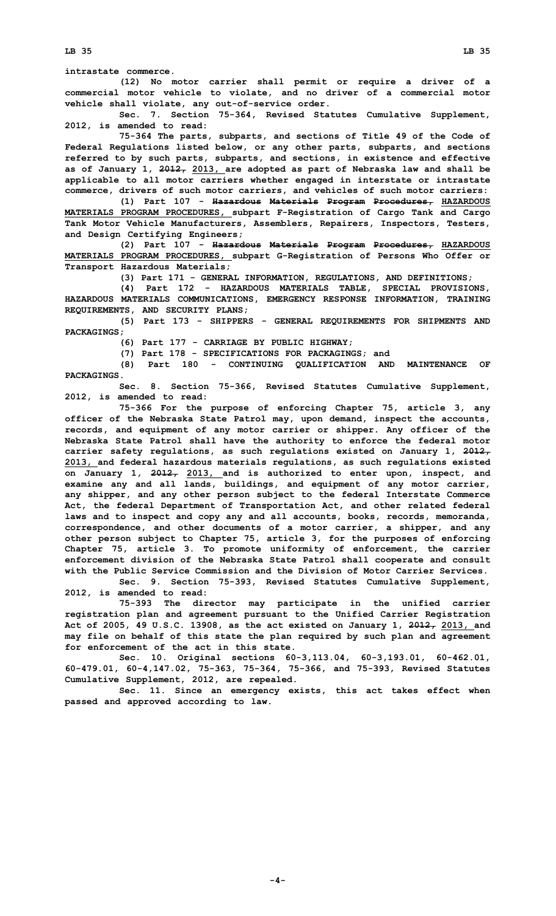intrastate commerce.

(12) No motor carrier shall permit or require a driver of a commercial motor vehicle to violate, and no driver of a commercial motor vehicle shall violate, any out-of-service order.

Sec. 7. Section 75-364, Revised Statutes Cumulative Supplement, 2012, is amended to read:

75-364 The parts, subparts, and sections of Title 49 of the Code of Federal Regulations listed below, or any other parts, subparts, and sections referred to by such parts, subparts, and sections, in existence and effective as of January 1, ~~2012,~~ 2013, are adopted as part of Nebraska law and shall be applicable to all motor carriers whether engaged in interstate or intrastate commerce, drivers of such motor carriers, and vehicles of such motor carriers:

(1) Part 107 - ~~Hazardous Materials Program Procedures,~~ HAZARDOUS MATERIALS PROGRAM PROCEDURES, subpart F-Registration of Cargo Tank and Cargo Tank Motor Vehicle Manufacturers, Assemblers, Repairers, Inspectors, Testers, and Design Certifying Engineers;

(2) Part 107 - ~~Hazardous Materials Program Procedures,~~ HAZARDOUS MATERIALS PROGRAM PROCEDURES, subpart G-Registration of Persons Who Offer or Transport Hazardous Materials;

(3) Part 171 - GENERAL INFORMATION, REGULATIONS, AND DEFINITIONS;

(4) Part 172 - HAZARDOUS MATERIALS TABLE, SPECIAL PROVISIONS, HAZARDOUS MATERIALS COMMUNICATIONS, EMERGENCY RESPONSE INFORMATION, TRAINING REQUIREMENTS, AND SECURITY PLANS;

(5) Part 173 - SHIPPERS - GENERAL REQUIREMENTS FOR SHIPMENTS AND PACKAGINGS;

(6) Part 177 - CARRIAGE BY PUBLIC HIGHWAY;

(7) Part 178 - SPECIFICATIONS FOR PACKAGINGS; and

(8) Part 180 - CONTINUING QUALIFICATION AND MAINTENANCE OF PACKAGINGS.

Sec. 8. Section 75-366, Revised Statutes Cumulative Supplement, 2012, is amended to read:

75-366 For the purpose of enforcing Chapter 75, article 3, any officer of the Nebraska State Patrol may, upon demand, inspect the accounts, records, and equipment of any motor carrier or shipper. Any officer of the Nebraska State Patrol shall have the authority to enforce the federal motor carrier safety regulations, as such regulations existed on January 1, ~~2012,~~ 2013, and federal hazardous materials regulations, as such regulations existed on January 1, ~~2012,~~ 2013, and is authorized to enter upon, inspect, and examine any and all lands, buildings, and equipment of any motor carrier, any shipper, and any other person subject to the federal Interstate Commerce Act, the federal Department of Transportation Act, and other related federal laws and to inspect and copy any and all accounts, books, records, memoranda, correspondence, and other documents of a motor carrier, a shipper, and any other person subject to Chapter 75, article 3, for the purposes of enforcing Chapter 75, article 3. To promote uniformity of enforcement, the carrier enforcement division of the Nebraska State Patrol shall cooperate and consult with the Public Service Commission and the Division of Motor Carrier Services.

Sec. 9. Section 75-393, Revised Statutes Cumulative Supplement, 2012, is amended to read:

75-393 The director may participate in the unified carrier registration plan and agreement pursuant to the Unified Carrier Registration Act of 2005, 49 U.S.C. 13908, as the act existed on January 1, ~~2012,~~ 2013, and may file on behalf of this state the plan required by such plan and agreement for enforcement of the act in this state.

Sec. 10. Original sections 60-3,113.04, 60-3,193.01, 60-462.01, 60-479.01, 60-4,147.02, 75-363, 75-364, 75-366, and 75-393, Revised Statutes Cumulative Supplement, 2012, are repealed.

Sec. 11. Since an emergency exists, this act takes effect when passed and approved according to law.